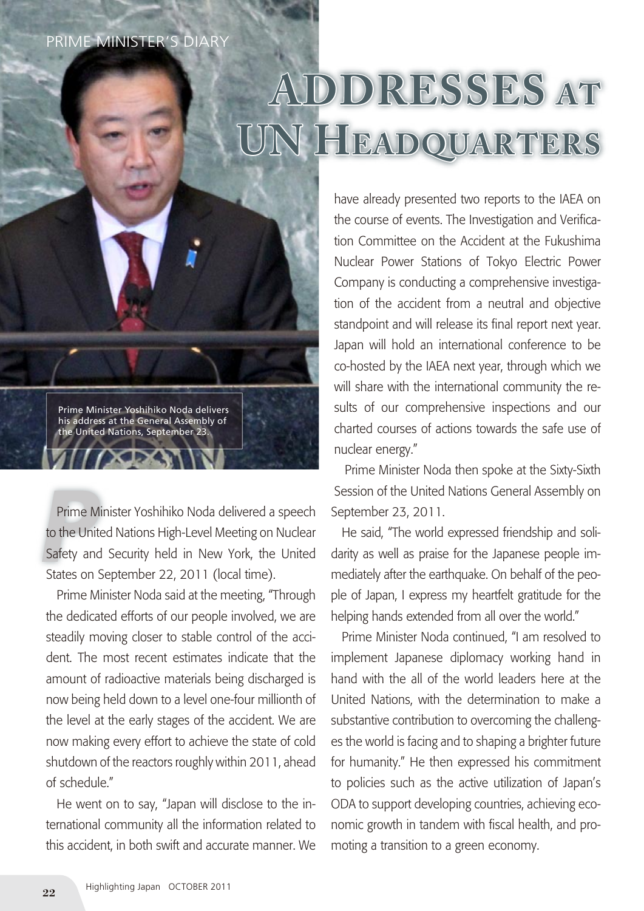PRIME MINISTER'S DIARY

# ADDRESSES AT UN HEADQUARTERS

Prime Minister Yoshihiko Noda delivers his address at the General Assembly of the United Nations, September 23.

Prime Minister Yoshihiko Noda delivered a speech to the United Nations High-Level Meeting on Nuclear Safety and Security held in New York, the United States on September 22, 2011 (local time).

Prime Minister Noda said at the meeting, "Through the dedicated efforts of our people involved, we are steadily moving closer to stable control of the accident. The most recent estimates indicate that the amount of radioactive materials being discharged is now being held down to a level one-four millionth of the level at the early stages of the accident. We are now making every effort to achieve the state of cold shutdown of the reactors roughly within 2011, ahead of schedule."

He went on to say, "Japan will disclose to the international community all the information related to this accident, in both swift and accurate manner. We have already presented two reports to the IAEA on the course of events. The Investigation and Verification Committee on the Accident at the Fukushima Nuclear Power Stations of Tokyo Electric Power Company is conducting a comprehensive investigation of the accident from a neutral and objective standpoint and will release its final report next year. Japan will hold an international conference to be co-hosted by the IAEA next year, through which we will share with the international community the results of our comprehensive inspections and our charted courses of actions towards the safe use of nuclear energy."

Prime Minister Noda then spoke at the Sixty-Sixth Session of the United Nations General Assembly on September 23, 2011.

He said, "The world expressed friendship and solidarity as well as praise for the Japanese people immediately after the earthquake. On behalf of the people of Japan, I express my heartfelt gratitude for the helping hands extended from all over the world."

Prime Minister Noda continued, "I am resolved to implement Japanese diplomacy working hand in hand with the all of the world leaders here at the United Nations, with the determination to make a substantive contribution to overcoming the challenges the world is facing and to shaping a brighter future for humanity." He then expressed his commitment to policies such as the active utilization of Japan's ODA to support developing countries, achieving economic growth in tandem with fiscal health, and promoting a transition to a green economy.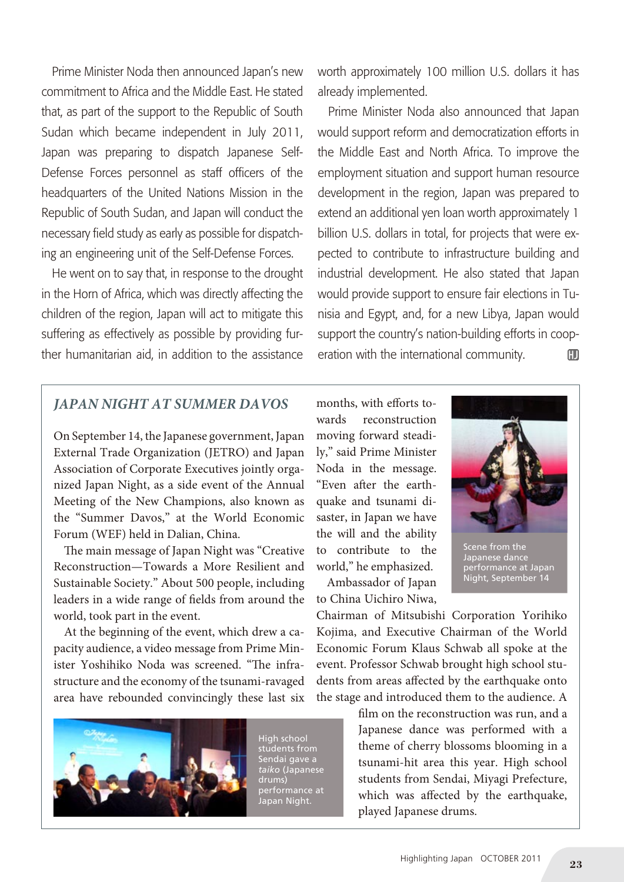Prime Minister Noda then announced Japan's new commitment to Africa and the Middle East. He stated that, as part of the support to the Republic of South Sudan which became independent in July 2011, Japan was preparing to dispatch Japanese Self-Defense Forces personnel as staff officers of the headquarters of the United Nations Mission in the Republic of South Sudan, and Japan will conduct the necessary field study as early as possible for dispatching an engineering unit of the Self-Defense Forces.

He went on to say that, in response to the drought in the Horn of Africa, which was directly affecting the children of the region, Japan will act to mitigate this suffering as effectively as possible by providing further humanitarian aid, in addition to the assistance worth approximately 100 million U.S. dollars it has already implemented.

Prime Minister Noda also announced that Japan would support reform and democratization efforts in the Middle East and North Africa. To improve the employment situation and support human resource development in the region, Japan was prepared to extend an additional yen loan worth approximately 1 billion U.S. dollars in total, for projects that were expected to contribute to infrastructure building and industrial development. He also stated that Japan would provide support to ensure fair elections in Tunisia and Egypt, and, for a new Libya, Japan would support the country's nation-building efforts in cooperation with the international community. HJ

## *JAPAN NIGHT AT SUMMER DAVOS*

On September 14, the Japanese government, Japan External Trade Organization (JETRO) and Japan Association of Corporate Executives jointly organized Japan Night, as a side event of the Annual Meeting of the New Champions, also known as the "Summer Davos," at the World Economic Forum (WEF) held in Dalian, China.

The main message of Japan Night was "Creative Reconstruction—Towards a More Resilient and Sustainable Society." About 500 people, including leaders in a wide range of fields from around the world, took part in the event.

At the beginning of the event, which drew a capacity audience, a video message from Prime Minister Yoshihiko Noda was screened. "The infrastructure and the economy of the tsunami-ravaged area have rebounded convincingly these last six months, with efforts towards reconstruction moving forward steadily," said Prime Minister Noda in the message. "Even after the earthquake and tsunami disaster, in Japan we have the will and the ability to contribute to the world," he emphasized.

Ambassador of Japan to China Uichiro Niwa, Chairman of Mitsubishi Corporation Yorihiko Kojima, and Executive Chairman of the World Economic Forum Klaus Schwab all spoke at the event. Professor Schwab brought high school students from areas affected by the earthquake onto the stage and introduced them to the audience. A film on the reconstruction was run, and a Japanese dance was performed with a theme of cherry blossoms blooming in a tsunami-hit area this year. High school students from Sendai, Miyagi Prefecture, which was affected by the earthquake, played Japanese drums.

Scene from the Japanese dance performance at Japan Night, September 14

High school students from Sendai gave a *taiko* (Japanese drums) performance at Japan Night.